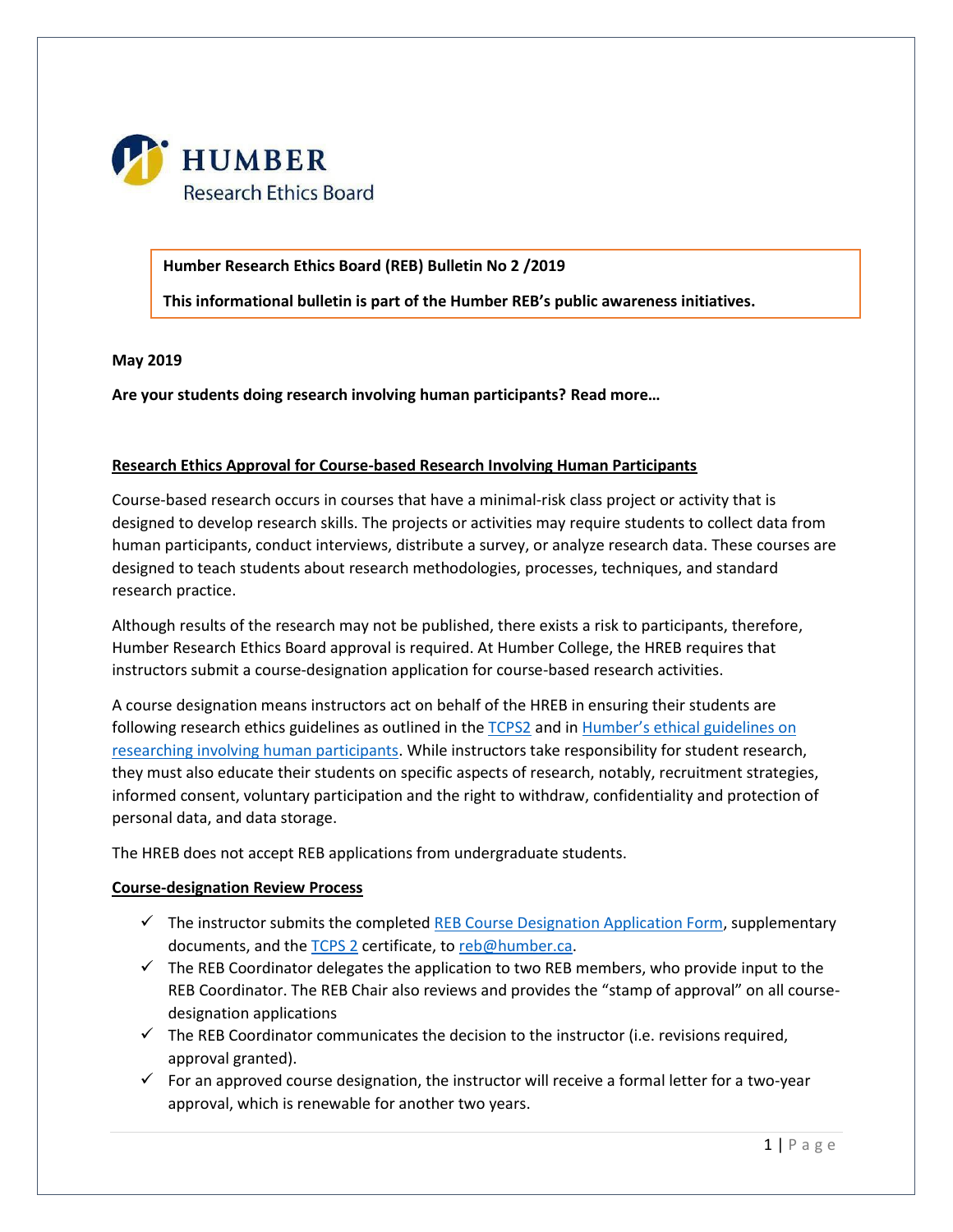**HUMBER**
Research Ethics Board

**Humber Research Ethics Board (REB) Bulletin No 2 /2019**

**This informational bulletin is part of the Humber REB's public awareness initiatives.**

**May 2019**

**Are your students doing research involving human participants? Read more…**

## Research Ethics Approval for Course-based Research Involving Human Participants

Course-based research occurs in courses that have a minimal-risk class project or activity that is designed to develop research skills. The projects or activities may require students to collect data from human participants, conduct interviews, distribute a survey, or analyze research data. These courses are designed to teach students about research methodologies, processes, techniques, and standard research practice.

Although results of the research may not be published, there exists a risk to participants, therefore, Humber Research Ethics Board approval is required. At Humber College, the HREB requires that instructors submit a course-designation application for course-based research activities.

A course designation means instructors act on behalf of the HREB in ensuring their students are following research ethics guidelines as outlined in the TCPS2 and in Humber's ethical guidelines on researching involving human participants. While instructors take responsibility for student research, they must also educate their students on specific aspects of research, notably, recruitment strategies, informed consent, voluntary participation and the right to withdraw, confidentiality and protection of personal data, and data storage.

The HREB does not accept REB applications from undergraduate students.

## Course-designation Review Process

- ✓ The instructor submits the completed REB Course Designation Application Form, supplementary documents, and the TCPS 2 certificate, to reb@humber.ca.
- ✓ The REB Coordinator delegates the application to two REB members, who provide input to the REB Coordinator. The REB Chair also reviews and provides the "stamp of approval" on all course-designation applications
- ✓ The REB Coordinator communicates the decision to the instructor (i.e. revisions required, approval granted).
- ✓ For an approved course designation, the instructor will receive a formal letter for a two-year approval, which is renewable for another two years.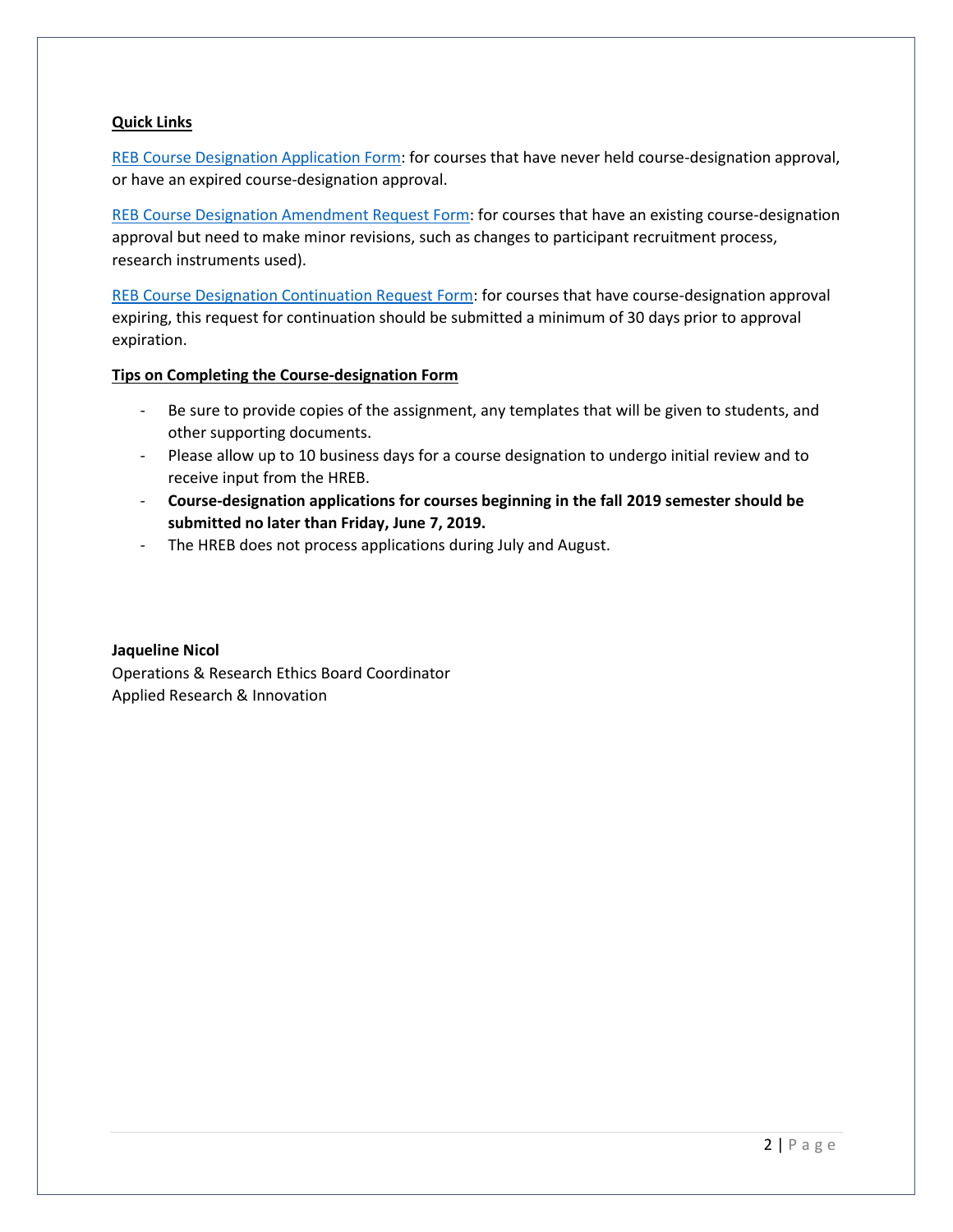**Quick Links**

REB Course Designation Application Form: for courses that have never held course-designation approval, or have an expired course-designation approval.

REB Course Designation Amendment Request Form: for courses that have an existing course-designation approval but need to make minor revisions, such as changes to participant recruitment process, research instruments used).

REB Course Designation Continuation Request Form: for courses that have course-designation approval expiring, this request for continuation should be submitted a minimum of 30 days prior to approval expiration.

**Tips on Completing the Course-designation Form**

- Be sure to provide copies of the assignment, any templates that will be given to students, and other supporting documents.
- Please allow up to 10 business days for a course designation to undergo initial review and to receive input from the HREB.
- **Course-designation applications for courses beginning in the fall 2019 semester should be submitted no later than Friday, June 7, 2019.**
- The HREB does not process applications during July and August.

**Jaqueline Nicol**
Operations & Research Ethics Board Coordinator
Applied Research & Innovation